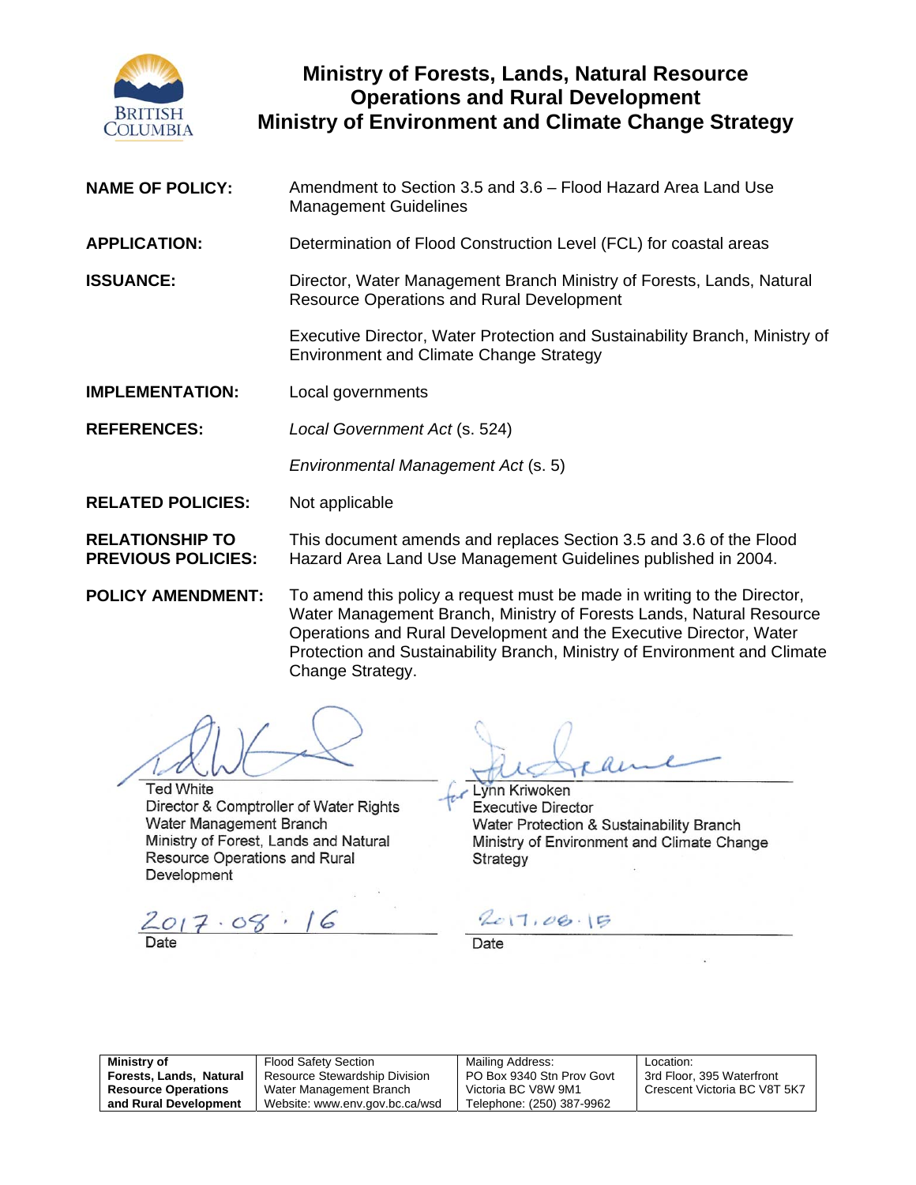# Ministry of Forests, Lands, Natural Resource Operations and Rural Development
# Ministry of Environment and Climate Change Strategy

**NAME OF POLICY:** Amendment to Section 3.5 and 3.6 – Flood Hazard Area Land Use Management Guidelines

**APPLICATION:** Determination of Flood Construction Level (FCL) for coastal areas

**ISSUANCE:** Director, Water Management Branch Ministry of Forests, Lands, Natural Resource Operations and Rural Development

Executive Director, Water Protection and Sustainability Branch, Ministry of Environment and Climate Change Strategy

**IMPLEMENTATION:** Local governments

**REFERENCES:** *Local Government Act* (s. 524)

*Environmental Management Act* (s. 5)

**RELATED POLICIES:** Not applicable

**RELATIONSHIP TO PREVIOUS POLICIES:** This document amends and replaces Section 3.5 and 3.6 of the Flood Hazard Area Land Use Management Guidelines published in 2004.

**POLICY AMENDMENT:** To amend this policy a request must be made in writing to the Director, Water Management Branch, Ministry of Forests Lands, Natural Resource Operations and Rural Development and the Executive Director, Water Protection and Sustainability Branch, Ministry of Environment and Climate Change Strategy.

Ted White
Director & Comptroller of Water Rights
Water Management Branch
Ministry of Forest, Lands and Natural Resource Operations and Rural Development

2017.08.16
Date

for Lynn Kriwoken
Executive Director
Water Protection & Sustainability Branch
Ministry of Environment and Climate Change Strategy

2017.08.15
Date

| Ministry of Forests, Lands, Natural Resource Operations and Rural Development | Flood Safety Section<br>Resource Stewardship Division<br>Water Management Branch<br>Website: www.env.gov.bc.ca/wsd | Mailing Address:<br>PO Box 9340 Stn Prov Govt<br>Victoria BC V8W 9M1<br>Telephone: (250) 387-9962 | Location:<br>3rd Floor, 395 Waterfront Crescent Victoria BC V8T 5K7 |
|---|---|---|---|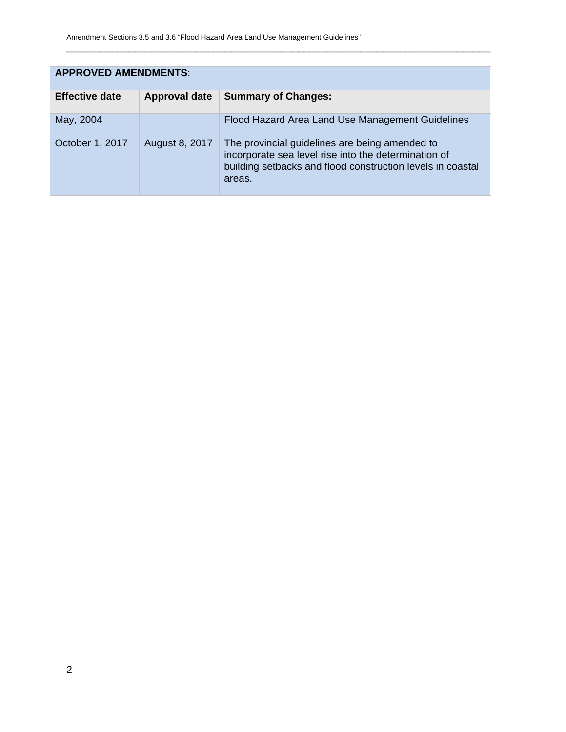| **APPROVED AMENDMENTS**: | | |
|---|---|---|
| **Effective date** | **Approval date** | **Summary of Changes:** |
| May, 2004 | | Flood Hazard Area Land Use Management Guidelines |
| October 1, 2017 | August 8, 2017 | The provincial guidelines are being amended to incorporate sea level rise into the determination of building setbacks and flood construction levels in coastal areas. |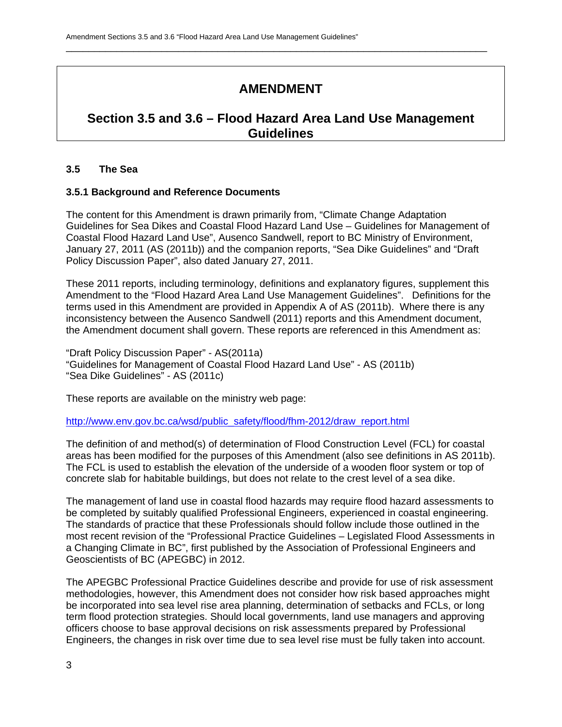# AMENDMENT

# Section 3.5 and 3.6 – Flood Hazard Area Land Use Management Guidelines

## 3.5 The Sea

### 3.5.1 Background and Reference Documents

The content for this Amendment is drawn primarily from, "Climate Change Adaptation Guidelines for Sea Dikes and Coastal Flood Hazard Land Use – Guidelines for Management of Coastal Flood Hazard Land Use", Ausenco Sandwell, report to BC Ministry of Environment, January 27, 2011 (AS (2011b)) and the companion reports, "Sea Dike Guidelines" and "Draft Policy Discussion Paper", also dated January 27, 2011.

These 2011 reports, including terminology, definitions and explanatory figures, supplement this Amendment to the "Flood Hazard Area Land Use Management Guidelines". Definitions for the terms used in this Amendment are provided in Appendix A of AS (2011b). Where there is any inconsistency between the Ausenco Sandwell (2011) reports and this Amendment document, the Amendment document shall govern. These reports are referenced in this Amendment as:

"Draft Policy Discussion Paper" - AS(2011a)
"Guidelines for Management of Coastal Flood Hazard Land Use" - AS (2011b)
"Sea Dike Guidelines" - AS (2011c)

These reports are available on the ministry web page:

http://www.env.gov.bc.ca/wsd/public_safety/flood/fhm-2012/draw_report.html

The definition of and method(s) of determination of Flood Construction Level (FCL) for coastal areas has been modified for the purposes of this Amendment (also see definitions in AS 2011b). The FCL is used to establish the elevation of the underside of a wooden floor system or top of concrete slab for habitable buildings, but does not relate to the crest level of a sea dike.

The management of land use in coastal flood hazards may require flood hazard assessments to be completed by suitably qualified Professional Engineers, experienced in coastal engineering. The standards of practice that these Professionals should follow include those outlined in the most recent revision of the "Professional Practice Guidelines – Legislated Flood Assessments in a Changing Climate in BC", first published by the Association of Professional Engineers and Geoscientists of BC (APEGBC) in 2012.

The APEGBC Professional Practice Guidelines describe and provide for use of risk assessment methodologies, however, this Amendment does not consider how risk based approaches might be incorporated into sea level rise area planning, determination of setbacks and FCLs, or long term flood protection strategies. Should local governments, land use managers and approving officers choose to base approval decisions on risk assessments prepared by Professional Engineers, the changes in risk over time due to sea level rise must be fully taken into account.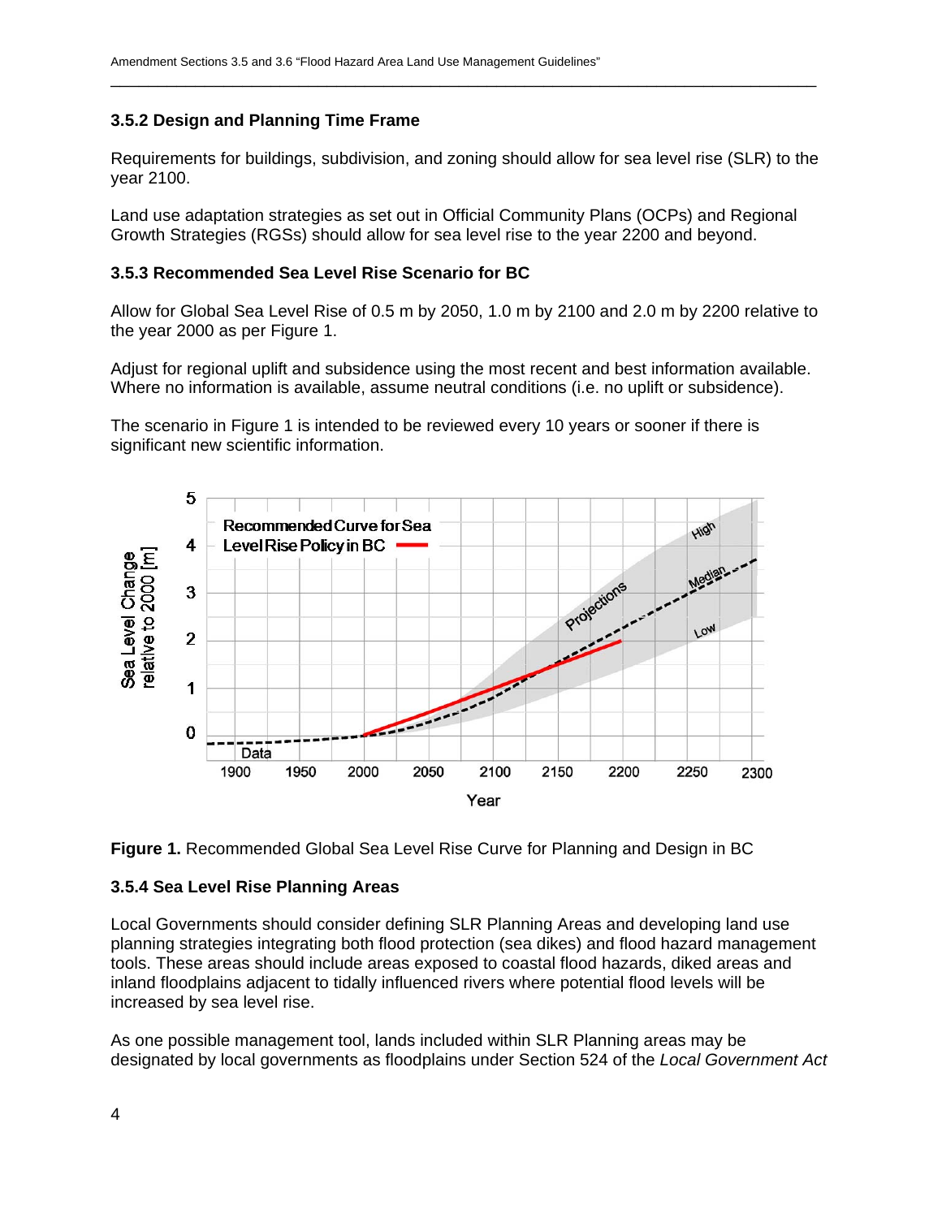### 3.5.2 Design and Planning Time Frame

Requirements for buildings, subdivision, and zoning should allow for sea level rise (SLR) to the year 2100.

Land use adaptation strategies as set out in Official Community Plans (OCPs) and Regional Growth Strategies (RGSs) should allow for sea level rise to the year 2200 and beyond.

### 3.5.3 Recommended Sea Level Rise Scenario for BC

Allow for Global Sea Level Rise of 0.5 m by 2050, 1.0 m by 2100 and 2.0 m by 2200 relative to the year 2000 as per Figure 1.

Adjust for regional uplift and subsidence using the most recent and best information available. Where no information is available, assume neutral conditions (i.e. no uplift or subsidence).

The scenario in Figure 1 is intended to be reviewed every 10 years or sooner if there is significant new scientific information.

**Figure 1.** Recommended Global Sea Level Rise Curve for Planning and Design in BC

### 3.5.4 Sea Level Rise Planning Areas

Local Governments should consider defining SLR Planning Areas and developing land use planning strategies integrating both flood protection (sea dikes) and flood hazard management tools. These areas should include areas exposed to coastal flood hazards, diked areas and inland floodplains adjacent to tidally influenced rivers where potential flood levels will be increased by sea level rise.

As one possible management tool, lands included within SLR Planning areas may be designated by local governments as floodplains under Section 524 of the *Local Government Act*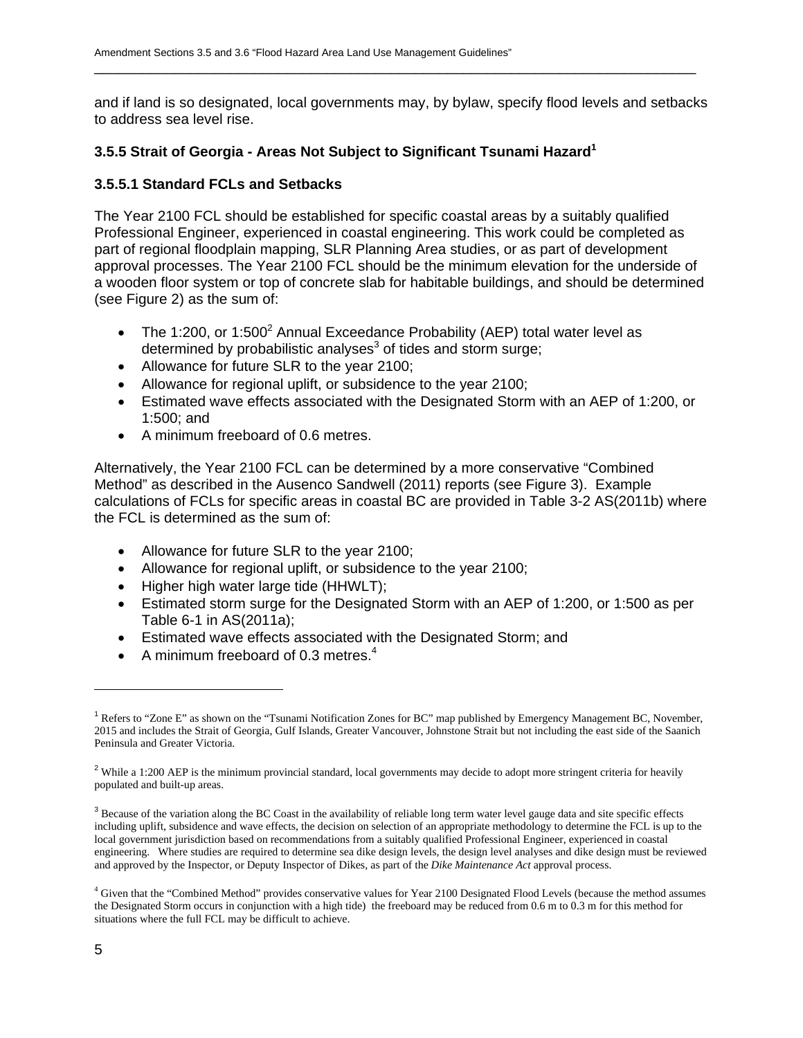and if land is so designated, local governments may, by bylaw, specify flood levels and setbacks to address sea level rise.

### 3.5.5 Strait of Georgia - Areas Not Subject to Significant Tsunami Hazard[1]

### 3.5.5.1 Standard FCLs and Setbacks

The Year 2100 FCL should be established for specific coastal areas by a suitably qualified Professional Engineer, experienced in coastal engineering. This work could be completed as part of regional floodplain mapping, SLR Planning Area studies, or as part of development approval processes. The Year 2100 FCL should be the minimum elevation for the underside of a wooden floor system or top of concrete slab for habitable buildings, and should be determined (see Figure 2) as the sum of:

- The 1:200, or 1:500[2] Annual Exceedance Probability (AEP) total water level as determined by probabilistic analyses[3] of tides and storm surge;
- Allowance for future SLR to the year 2100;
- Allowance for regional uplift, or subsidence to the year 2100;
- Estimated wave effects associated with the Designated Storm with an AEP of 1:200, or 1:500; and
- A minimum freeboard of 0.6 metres.

Alternatively, the Year 2100 FCL can be determined by a more conservative "Combined Method" as described in the Ausenco Sandwell (2011) reports (see Figure 3). Example calculations of FCLs for specific areas in coastal BC are provided in Table 3-2 AS(2011b) where the FCL is determined as the sum of:

- Allowance for future SLR to the year 2100;
- Allowance for regional uplift, or subsidence to the year 2100;
- Higher high water large tide (HHWLT);
- Estimated storm surge for the Designated Storm with an AEP of 1:200, or 1:500 as per Table 6-1 in AS(2011a);
- Estimated wave effects associated with the Designated Storm; and
- A minimum freeboard of 0.3 metres.[4]

---

[1] Refers to "Zone E" as shown on the "Tsunami Notification Zones for BC" map published by Emergency Management BC, November, 2015 and includes the Strait of Georgia, Gulf Islands, Greater Vancouver, Johnstone Strait but not including the east side of the Saanich Peninsula and Greater Victoria.

[2] While a 1:200 AEP is the minimum provincial standard, local governments may decide to adopt more stringent criteria for heavily populated and built-up areas.

[3] Because of the variation along the BC Coast in the availability of reliable long term water level gauge data and site specific effects including uplift, subsidence and wave effects, the decision on selection of an appropriate methodology to determine the FCL is up to the local government jurisdiction based on recommendations from a suitably qualified Professional Engineer, experienced in coastal engineering. Where studies are required to determine sea dike design levels, the design level analyses and dike design must be reviewed and approved by the Inspector, or Deputy Inspector of Dikes, as part of the *Dike Maintenance Act* approval process.

[4] Given that the "Combined Method" provides conservative values for Year 2100 Designated Flood Levels (because the method assumes the Designated Storm occurs in conjunction with a high tide) the freeboard may be reduced from 0.6 m to 0.3 m for this method for situations where the full FCL may be difficult to achieve.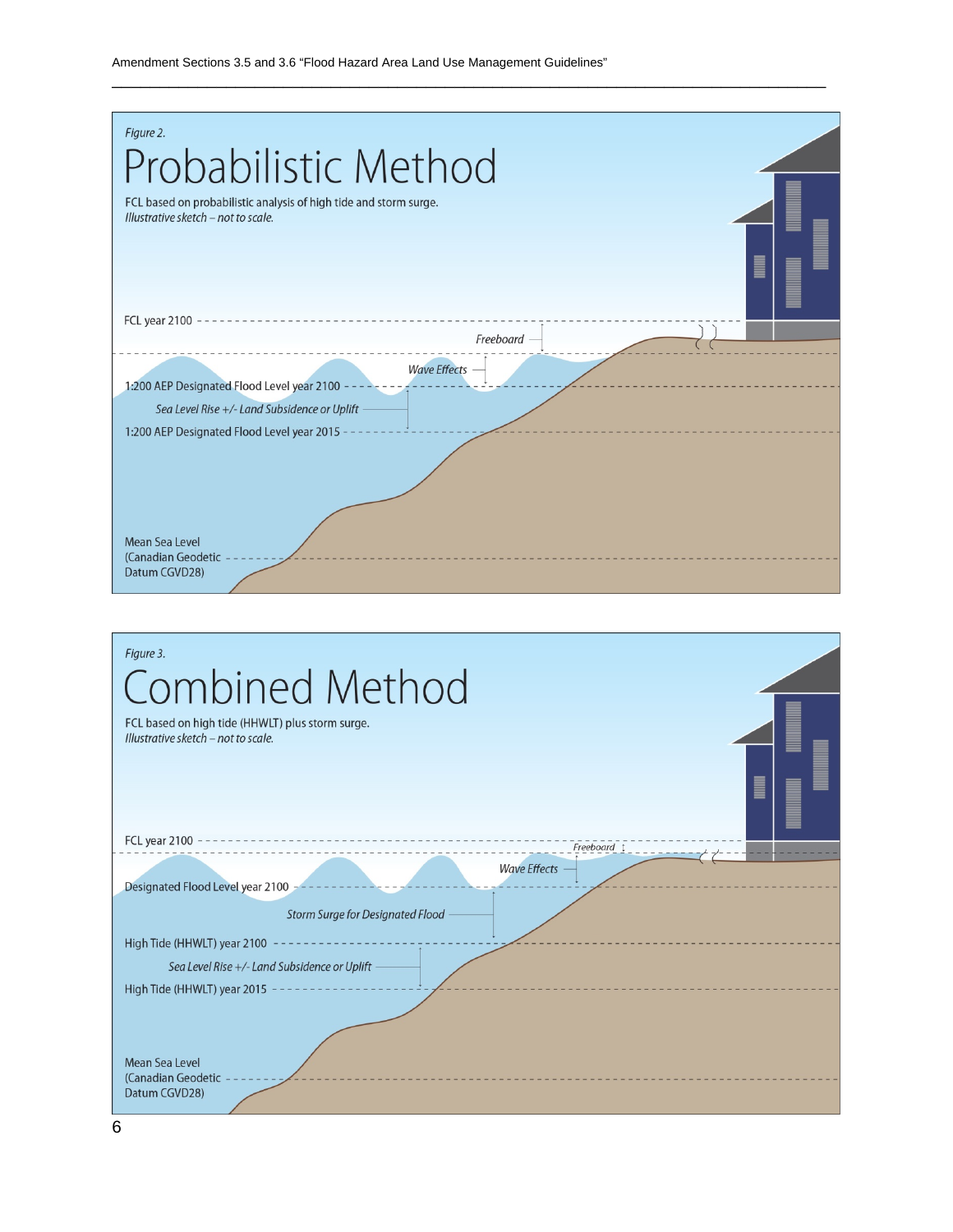Figure 2.

# Probabilistic Method

FCL based on probabilistic analysis of high tide and storm surge.
*Illustrative sketch – not to scale.*

FCL year 2100

*Freeboard*

*Wave Effects*

1:200 AEP Designated Flood Level year 2100

*Sea Level Rise +/- Land Subsidence or Uplift*

1:200 AEP Designated Flood Level year 2015

Mean Sea Level (Canadian Geodetic Datum CGVD28)

Figure 3.

# Combined Method

FCL based on high tide (HHWLT) plus storm surge.
*Illustrative sketch – not to scale.*

FCL year 2100

*Freeboard*

*Wave Effects*

Designated Flood Level year 2100

*Storm Surge for Designated Flood*

High Tide (HHWLT) year 2100

*Sea Level Rise +/- Land Subsidence or Uplift*

High Tide (HHWLT) year 2015

Mean Sea Level (Canadian Geodetic Datum CGVD28)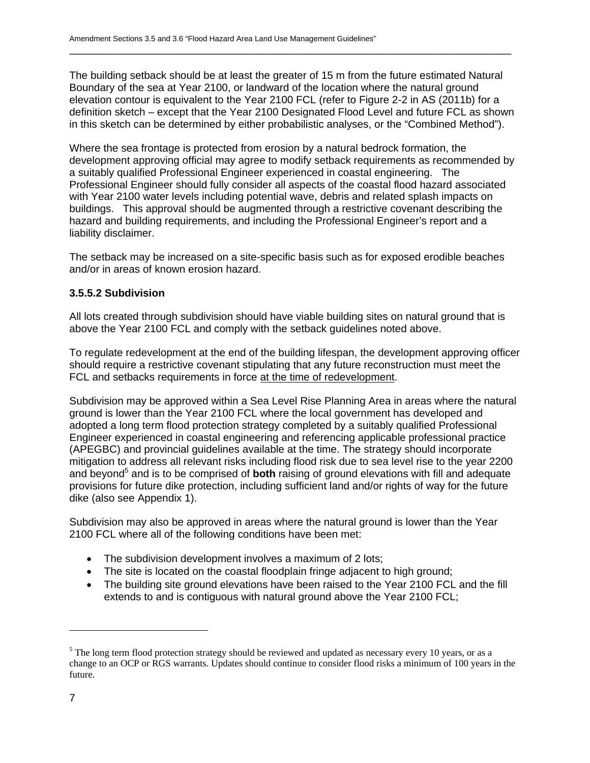The building setback should be at least the greater of 15 m from the future estimated Natural Boundary of the sea at Year 2100, or landward of the location where the natural ground elevation contour is equivalent to the Year 2100 FCL (refer to Figure 2-2 in AS (2011b) for a definition sketch – except that the Year 2100 Designated Flood Level and future FCL as shown in this sketch can be determined by either probabilistic analyses, or the "Combined Method").

Where the sea frontage is protected from erosion by a natural bedrock formation, the development approving official may agree to modify setback requirements as recommended by a suitably qualified Professional Engineer experienced in coastal engineering. The Professional Engineer should fully consider all aspects of the coastal flood hazard associated with Year 2100 water levels including potential wave, debris and related splash impacts on buildings. This approval should be augmented through a restrictive covenant describing the hazard and building requirements, and including the Professional Engineer's report and a liability disclaimer.

The setback may be increased on a site-specific basis such as for exposed erodible beaches and/or in areas of known erosion hazard.

#### 3.5.5.2 Subdivision

All lots created through subdivision should have viable building sites on natural ground that is above the Year 2100 FCL and comply with the setback guidelines noted above.

To regulate redevelopment at the end of the building lifespan, the development approving officer should require a restrictive covenant stipulating that any future reconstruction must meet the FCL and setbacks requirements in force <u>at the time of redevelopment</u>.

Subdivision may be approved within a Sea Level Rise Planning Area in areas where the natural ground is lower than the Year 2100 FCL where the local government has developed and adopted a long term flood protection strategy completed by a suitably qualified Professional Engineer experienced in coastal engineering and referencing applicable professional practice (APEGBC) and provincial guidelines available at the time. The strategy should incorporate mitigation to address all relevant risks including flood risk due to sea level rise to the year 2200 and beyond[5] and is to be comprised of **both** raising of ground elevations with fill and adequate provisions for future dike protection, including sufficient land and/or rights of way for the future dike (also see Appendix 1).

Subdivision may also be approved in areas where the natural ground is lower than the Year 2100 FCL where all of the following conditions have been met:

- The subdivision development involves a maximum of 2 lots;
- The site is located on the coastal floodplain fringe adjacent to high ground;
- The building site ground elevations have been raised to the Year 2100 FCL and the fill extends to and is contiguous with natural ground above the Year 2100 FCL;

---

[5] The long term flood protection strategy should be reviewed and updated as necessary every 10 years, or as a change to an OCP or RGS warrants. Updates should continue to consider flood risks a minimum of 100 years in the future.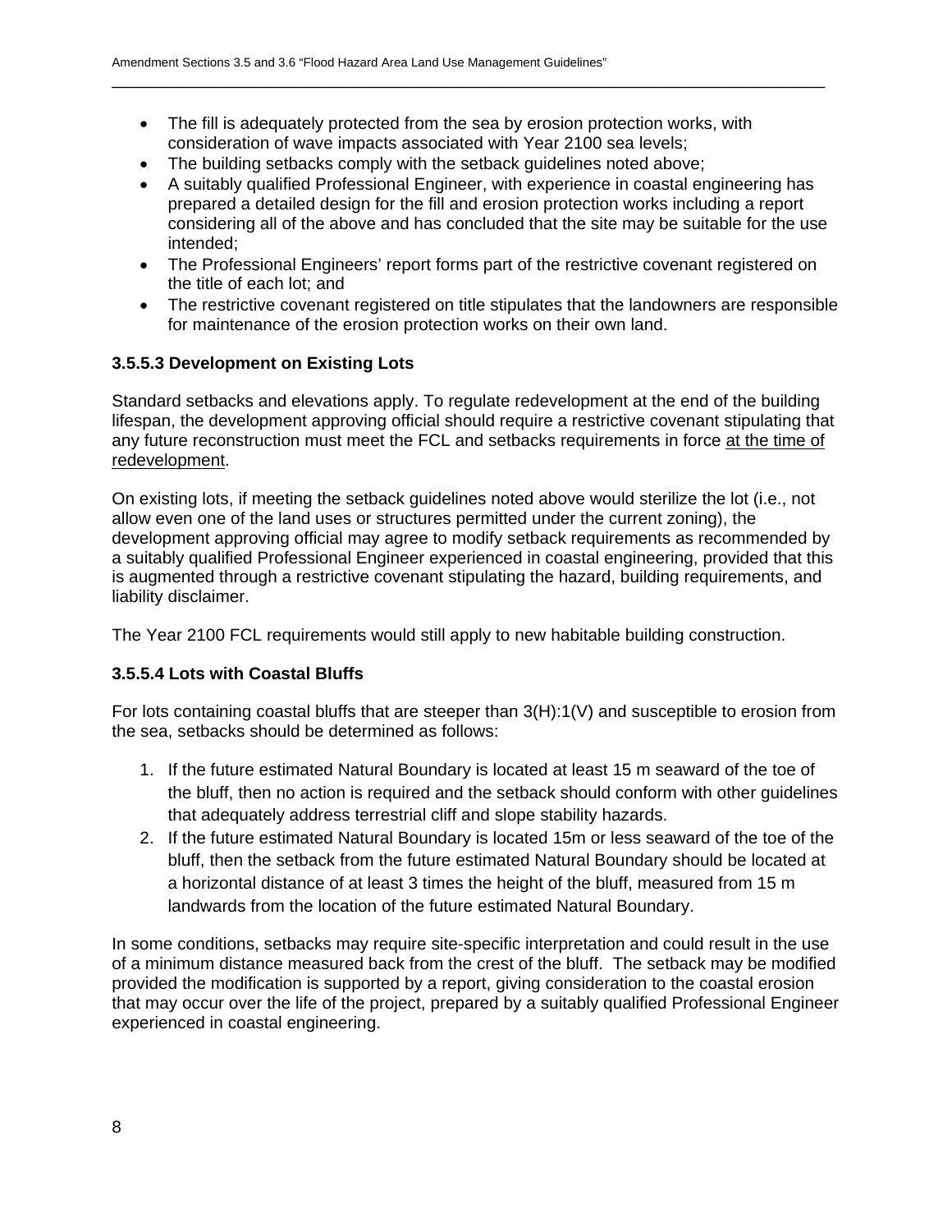- The fill is adequately protected from the sea by erosion protection works, with consideration of wave impacts associated with Year 2100 sea levels;
- The building setbacks comply with the setback guidelines noted above;
- A suitably qualified Professional Engineer, with experience in coastal engineering has prepared a detailed design for the fill and erosion protection works including a report considering all of the above and has concluded that the site may be suitable for the use intended;
- The Professional Engineers' report forms part of the restrictive covenant registered on the title of each lot; and
- The restrictive covenant registered on title stipulates that the landowners are responsible for maintenance of the erosion protection works on their own land.

### 3.5.5.3 Development on Existing Lots

Standard setbacks and elevations apply. To regulate redevelopment at the end of the building lifespan, the development approving official should require a restrictive covenant stipulating that any future reconstruction must meet the FCL and setbacks requirements in force <u>at the time of redevelopment</u>.

On existing lots, if meeting the setback guidelines noted above would sterilize the lot (i.e., not allow even one of the land uses or structures permitted under the current zoning), the development approving official may agree to modify setback requirements as recommended by a suitably qualified Professional Engineer experienced in coastal engineering, provided that this is augmented through a restrictive covenant stipulating the hazard, building requirements, and liability disclaimer.

The Year 2100 FCL requirements would still apply to new habitable building construction.

### 3.5.5.4 Lots with Coastal Bluffs

For lots containing coastal bluffs that are steeper than 3(H):1(V) and susceptible to erosion from the sea, setbacks should be determined as follows:

1. If the future estimated Natural Boundary is located at least 15 m seaward of the toe of the bluff, then no action is required and the setback should conform with other guidelines that adequately address terrestrial cliff and slope stability hazards.
2. If the future estimated Natural Boundary is located 15m or less seaward of the toe of the bluff, then the setback from the future estimated Natural Boundary should be located at a horizontal distance of at least 3 times the height of the bluff, measured from 15 m landwards from the location of the future estimated Natural Boundary.

In some conditions, setbacks may require site-specific interpretation and could result in the use of a minimum distance measured back from the crest of the bluff. The setback may be modified provided the modification is supported by a report, giving consideration to the coastal erosion that may occur over the life of the project, prepared by a suitably qualified Professional Engineer experienced in coastal engineering.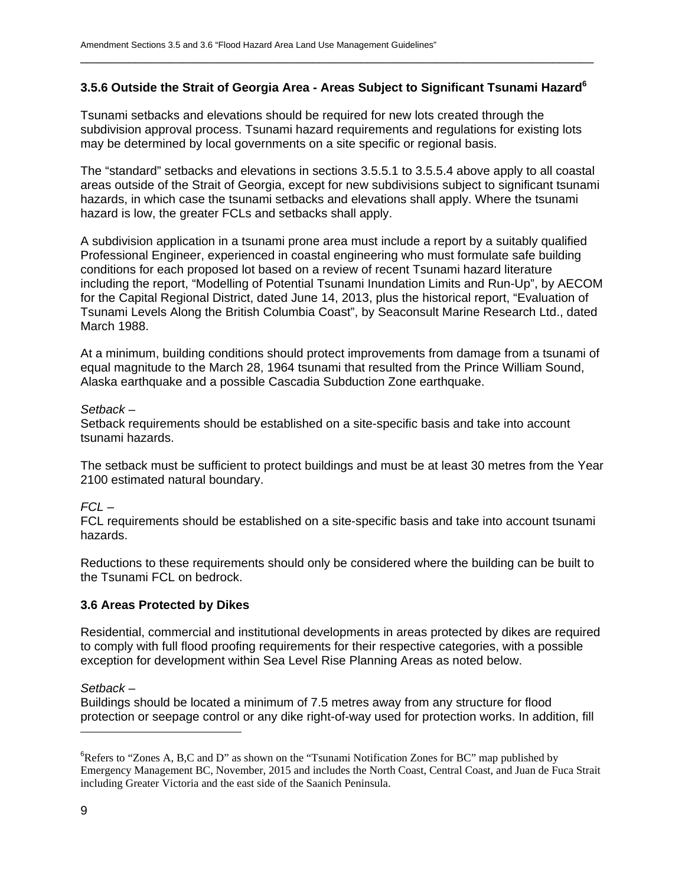### 3.5.6 Outside the Strait of Georgia Area - Areas Subject to Significant Tsunami Hazard[6]

Tsunami setbacks and elevations should be required for new lots created through the subdivision approval process. Tsunami hazard requirements and regulations for existing lots may be determined by local governments on a site specific or regional basis.

The "standard" setbacks and elevations in sections 3.5.5.1 to 3.5.5.4 above apply to all coastal areas outside of the Strait of Georgia, except for new subdivisions subject to significant tsunami hazards, in which case the tsunami setbacks and elevations shall apply. Where the tsunami hazard is low, the greater FCLs and setbacks shall apply.

A subdivision application in a tsunami prone area must include a report by a suitably qualified Professional Engineer, experienced in coastal engineering who must formulate safe building conditions for each proposed lot based on a review of recent Tsunami hazard literature including the report, "Modelling of Potential Tsunami Inundation Limits and Run-Up", by AECOM for the Capital Regional District, dated June 14, 2013, plus the historical report, "Evaluation of Tsunami Levels Along the British Columbia Coast", by Seaconsult Marine Research Ltd., dated March 1988.

At a minimum, building conditions should protect improvements from damage from a tsunami of equal magnitude to the March 28, 1964 tsunami that resulted from the Prince William Sound, Alaska earthquake and a possible Cascadia Subduction Zone earthquake.

*Setback –*
Setback requirements should be established on a site-specific basis and take into account tsunami hazards.

The setback must be sufficient to protect buildings and must be at least 30 metres from the Year 2100 estimated natural boundary.

*FCL –*
FCL requirements should be established on a site-specific basis and take into account tsunami hazards.

Reductions to these requirements should only be considered where the building can be built to the Tsunami FCL on bedrock.

### 3.6 Areas Protected by Dikes

Residential, commercial and institutional developments in areas protected by dikes are required to comply with full flood proofing requirements for their respective categories, with a possible exception for development within Sea Level Rise Planning Areas as noted below.

*Setback –*
Buildings should be located a minimum of 7.5 metres away from any structure for flood protection or seepage control or any dike right-of-way used for protection works. In addition, fill

---

[6] Refers to "Zones A, B,C and D" as shown on the "Tsunami Notification Zones for BC" map published by Emergency Management BC, November, 2015 and includes the North Coast, Central Coast, and Juan de Fuca Strait including Greater Victoria and the east side of the Saanich Peninsula.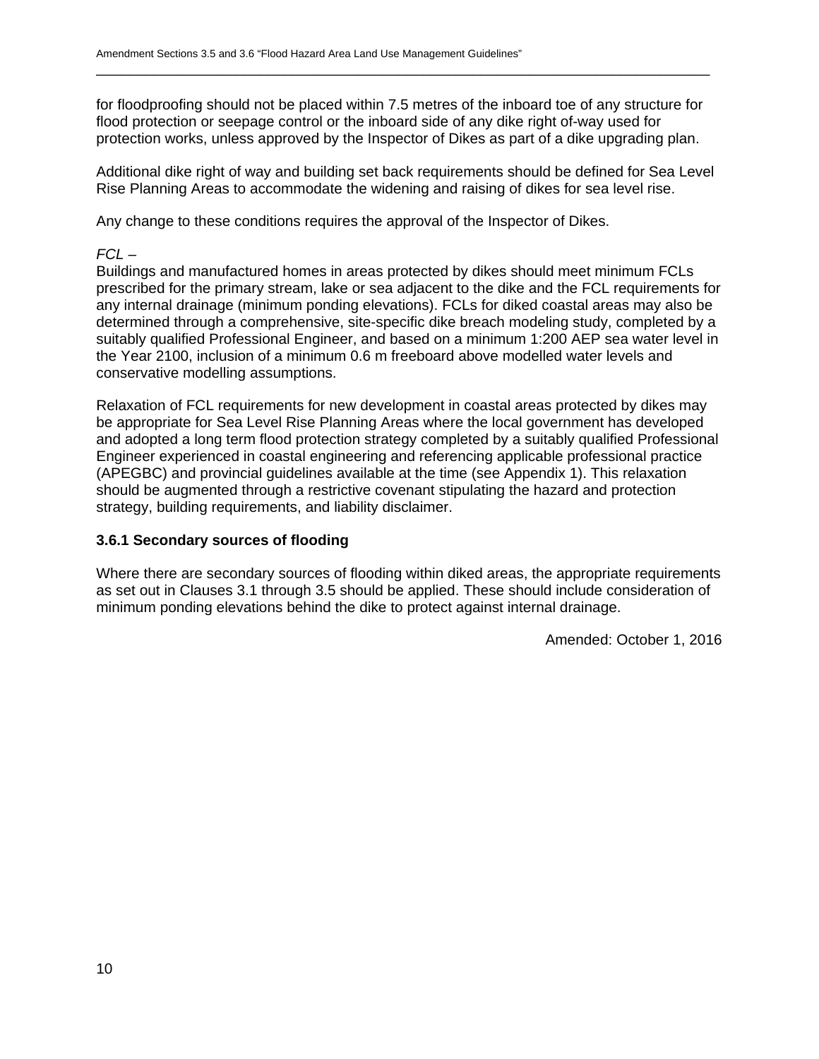for floodproofing should not be placed within 7.5 metres of the inboard toe of any structure for flood protection or seepage control or the inboard side of any dike right of-way used for protection works, unless approved by the Inspector of Dikes as part of a dike upgrading plan.

Additional dike right of way and building set back requirements should be defined for Sea Level Rise Planning Areas to accommodate the widening and raising of dikes for sea level rise.

Any change to these conditions requires the approval of the Inspector of Dikes.

*FCL* –
Buildings and manufactured homes in areas protected by dikes should meet minimum FCLs prescribed for the primary stream, lake or sea adjacent to the dike and the FCL requirements for any internal drainage (minimum ponding elevations). FCLs for diked coastal areas may also be determined through a comprehensive, site-specific dike breach modeling study, completed by a suitably qualified Professional Engineer, and based on a minimum 1:200 AEP sea water level in the Year 2100, inclusion of a minimum 0.6 m freeboard above modelled water levels and conservative modelling assumptions.

Relaxation of FCL requirements for new development in coastal areas protected by dikes may be appropriate for Sea Level Rise Planning Areas where the local government has developed and adopted a long term flood protection strategy completed by a suitably qualified Professional Engineer experienced in coastal engineering and referencing applicable professional practice (APEGBC) and provincial guidelines available at the time (see Appendix 1). This relaxation should be augmented through a restrictive covenant stipulating the hazard and protection strategy, building requirements, and liability disclaimer.

### 3.6.1 Secondary sources of flooding

Where there are secondary sources of flooding within diked areas, the appropriate requirements as set out in Clauses 3.1 through 3.5 should be applied. These should include consideration of minimum ponding elevations behind the dike to protect against internal drainage.

Amended: October 1, 2016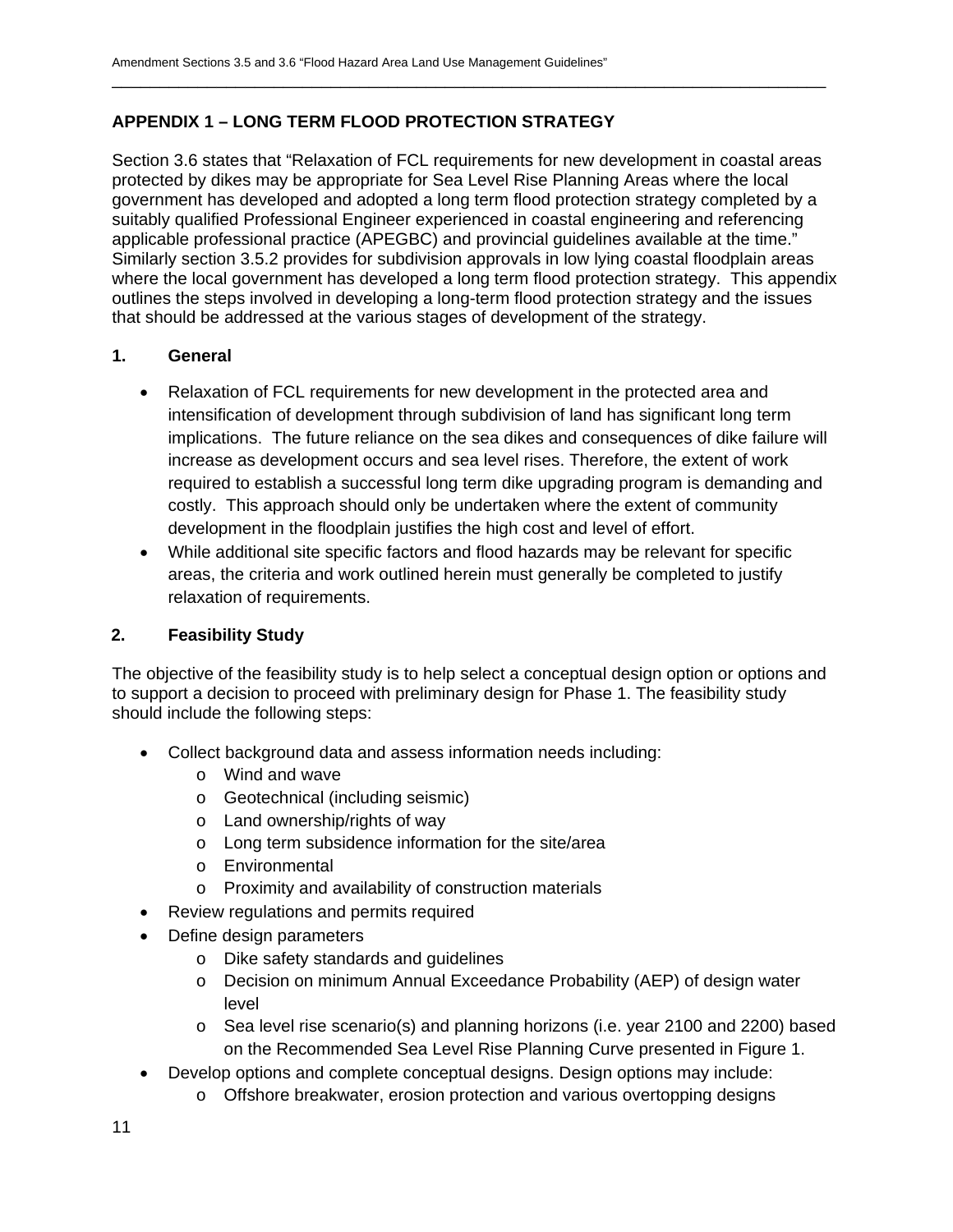## APPENDIX 1 – LONG TERM FLOOD PROTECTION STRATEGY

Section 3.6 states that "Relaxation of FCL requirements for new development in coastal areas protected by dikes may be appropriate for Sea Level Rise Planning Areas where the local government has developed and adopted a long term flood protection strategy completed by a suitably qualified Professional Engineer experienced in coastal engineering and referencing applicable professional practice (APEGBC) and provincial guidelines available at the time." Similarly section 3.5.2 provides for subdivision approvals in low lying coastal floodplain areas where the local government has developed a long term flood protection strategy. This appendix outlines the steps involved in developing a long-term flood protection strategy and the issues that should be addressed at the various stages of development of the strategy.

### 1. General

- Relaxation of FCL requirements for new development in the protected area and intensification of development through subdivision of land has significant long term implications. The future reliance on the sea dikes and consequences of dike failure will increase as development occurs and sea level rises. Therefore, the extent of work required to establish a successful long term dike upgrading program is demanding and costly. This approach should only be undertaken where the extent of community development in the floodplain justifies the high cost and level of effort.
- While additional site specific factors and flood hazards may be relevant for specific areas, the criteria and work outlined herein must generally be completed to justify relaxation of requirements.

### 2. Feasibility Study

The objective of the feasibility study is to help select a conceptual design option or options and to support a decision to proceed with preliminary design for Phase 1. The feasibility study should include the following steps:

- Collect background data and assess information needs including:
  - Wind and wave
  - Geotechnical (including seismic)
  - Land ownership/rights of way
  - Long term subsidence information for the site/area
  - Environmental
  - Proximity and availability of construction materials
- Review regulations and permits required
- Define design parameters
  - Dike safety standards and guidelines
  - Decision on minimum Annual Exceedance Probability (AEP) of design water level
  - Sea level rise scenario(s) and planning horizons (i.e. year 2100 and 2200) based on the Recommended Sea Level Rise Planning Curve presented in Figure 1.
- Develop options and complete conceptual designs. Design options may include:
  - Offshore breakwater, erosion protection and various overtopping designs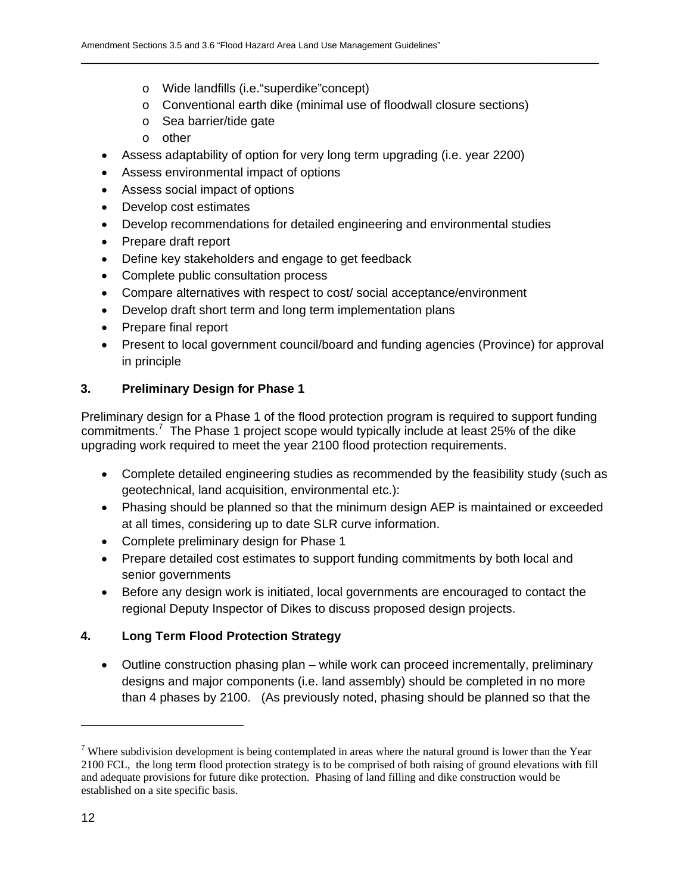- Wide landfills (i.e.“superdike”concept)
  - Conventional earth dike (minimal use of floodwall closure sections)
  - Sea barrier/tide gate
  - other
- Assess adaptability of option for very long term upgrading (i.e. year 2200)
- Assess environmental impact of options
- Assess social impact of options
- Develop cost estimates
- Develop recommendations for detailed engineering and environmental studies
- Prepare draft report
- Define key stakeholders and engage to get feedback
- Complete public consultation process
- Compare alternatives with respect to cost/ social acceptance/environment
- Develop draft short term and long term implementation plans
- Prepare final report
- Present to local government council/board and funding agencies (Province) for approval in principle

### 3. Preliminary Design for Phase 1

Preliminary design for a Phase 1 of the flood protection program is required to support funding commitments.[7] The Phase 1 project scope would typically include at least 25% of the dike upgrading work required to meet the year 2100 flood protection requirements.

- Complete detailed engineering studies as recommended by the feasibility study (such as geotechnical, land acquisition, environmental etc.):
- Phasing should be planned so that the minimum design AEP is maintained or exceeded at all times, considering up to date SLR curve information.
- Complete preliminary design for Phase 1
- Prepare detailed cost estimates to support funding commitments by both local and senior governments
- Before any design work is initiated, local governments are encouraged to contact the regional Deputy Inspector of Dikes to discuss proposed design projects.

### 4. Long Term Flood Protection Strategy

- Outline construction phasing plan – while work can proceed incrementally, preliminary designs and major components (i.e. land assembly) should be completed in no more than 4 phases by 2100. (As previously noted, phasing should be planned so that the

---

[7] Where subdivision development is being contemplated in areas where the natural ground is lower than the Year 2100 FCL, the long term flood protection strategy is to be comprised of both raising of ground elevations with fill and adequate provisions for future dike protection. Phasing of land filling and dike construction would be established on a site specific basis.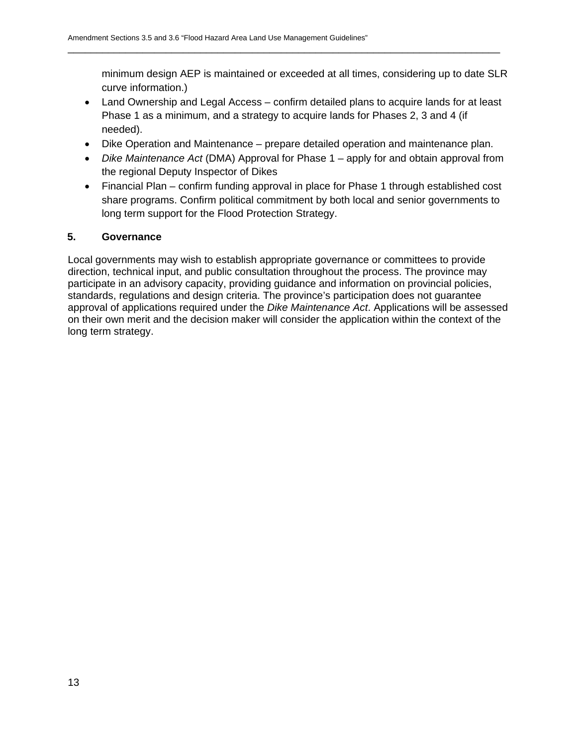minimum design AEP is maintained or exceeded at all times, considering up to date SLR curve information.)

- Land Ownership and Legal Access – confirm detailed plans to acquire lands for at least Phase 1 as a minimum, and a strategy to acquire lands for Phases 2, 3 and 4 (if needed).
- Dike Operation and Maintenance – prepare detailed operation and maintenance plan.
- *Dike Maintenance Act* (DMA) Approval for Phase 1 – apply for and obtain approval from the regional Deputy Inspector of Dikes
- Financial Plan – confirm funding approval in place for Phase 1 through established cost share programs. Confirm political commitment by both local and senior governments to long term support for the Flood Protection Strategy.

## 5. Governance

Local governments may wish to establish appropriate governance or committees to provide direction, technical input, and public consultation throughout the process. The province may participate in an advisory capacity, providing guidance and information on provincial policies, standards, regulations and design criteria. The province's participation does not guarantee approval of applications required under the *Dike Maintenance Act*. Applications will be assessed on their own merit and the decision maker will consider the application within the context of the long term strategy.